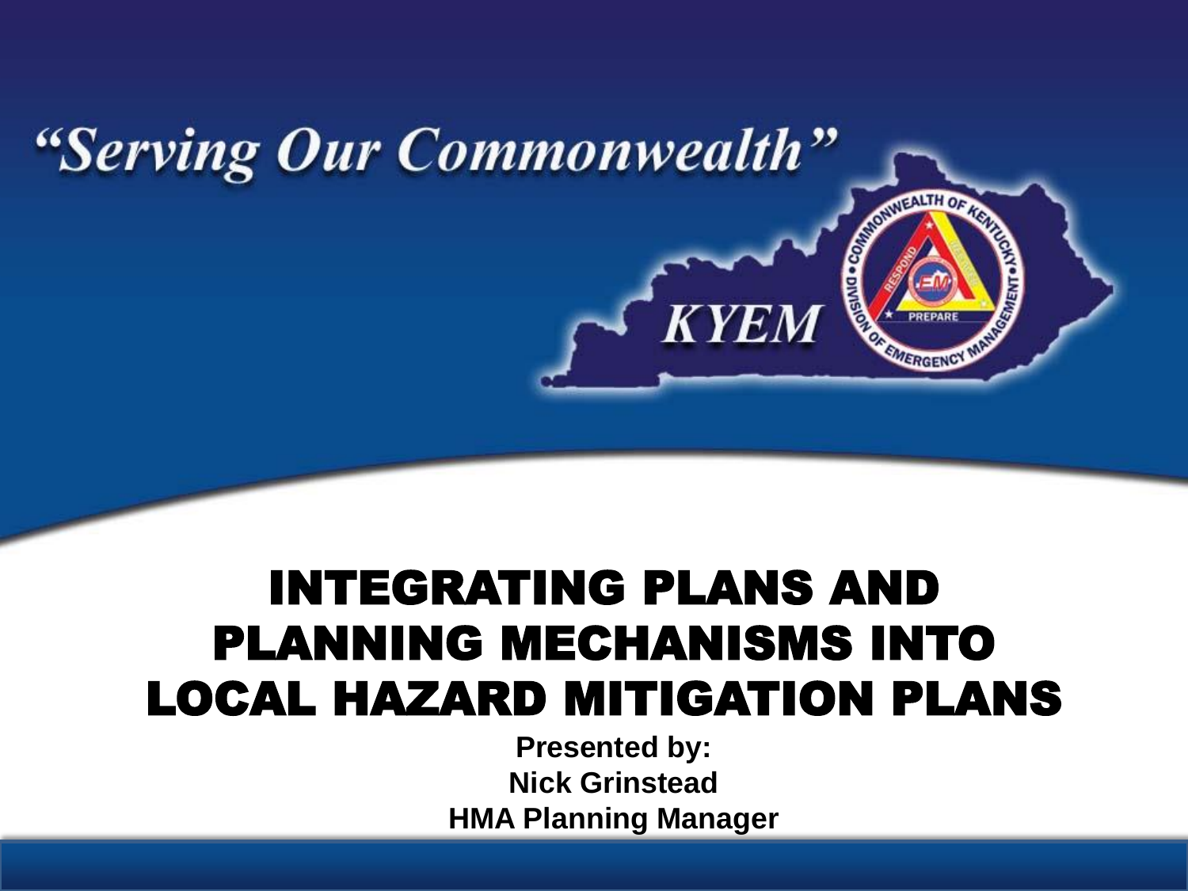*"Serving Our Commonwealth"*

KYEM

# INTEGRATING PLANS AND PLANNING MECHANISMS INTO LOCAL HAZARD MITIGATION PLANS

**Presented by:**
**Nick Grinstead**
**HMA Planning Manager**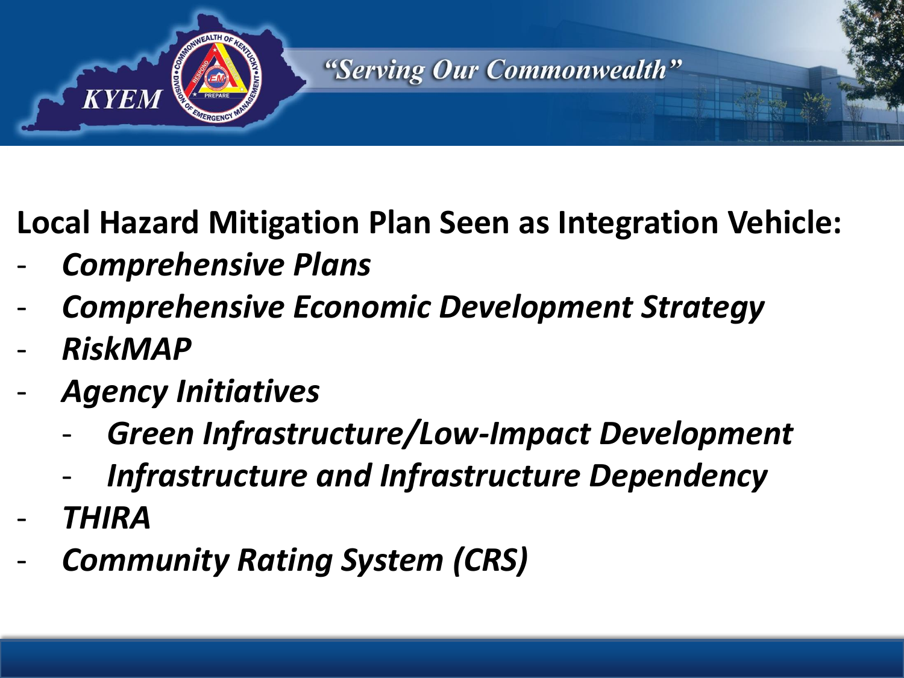**Local Hazard Mitigation Plan Seen as Integration Vehicle:**

- *Comprehensive Plans*
- *Comprehensive Economic Development Strategy*
- *RiskMAP*
- *Agency Initiatives*
  - *Green Infrastructure/Low-Impact Development*
  - *Infrastructure and Infrastructure Dependency*
- *THIRA*
- *Community Rating System (CRS)*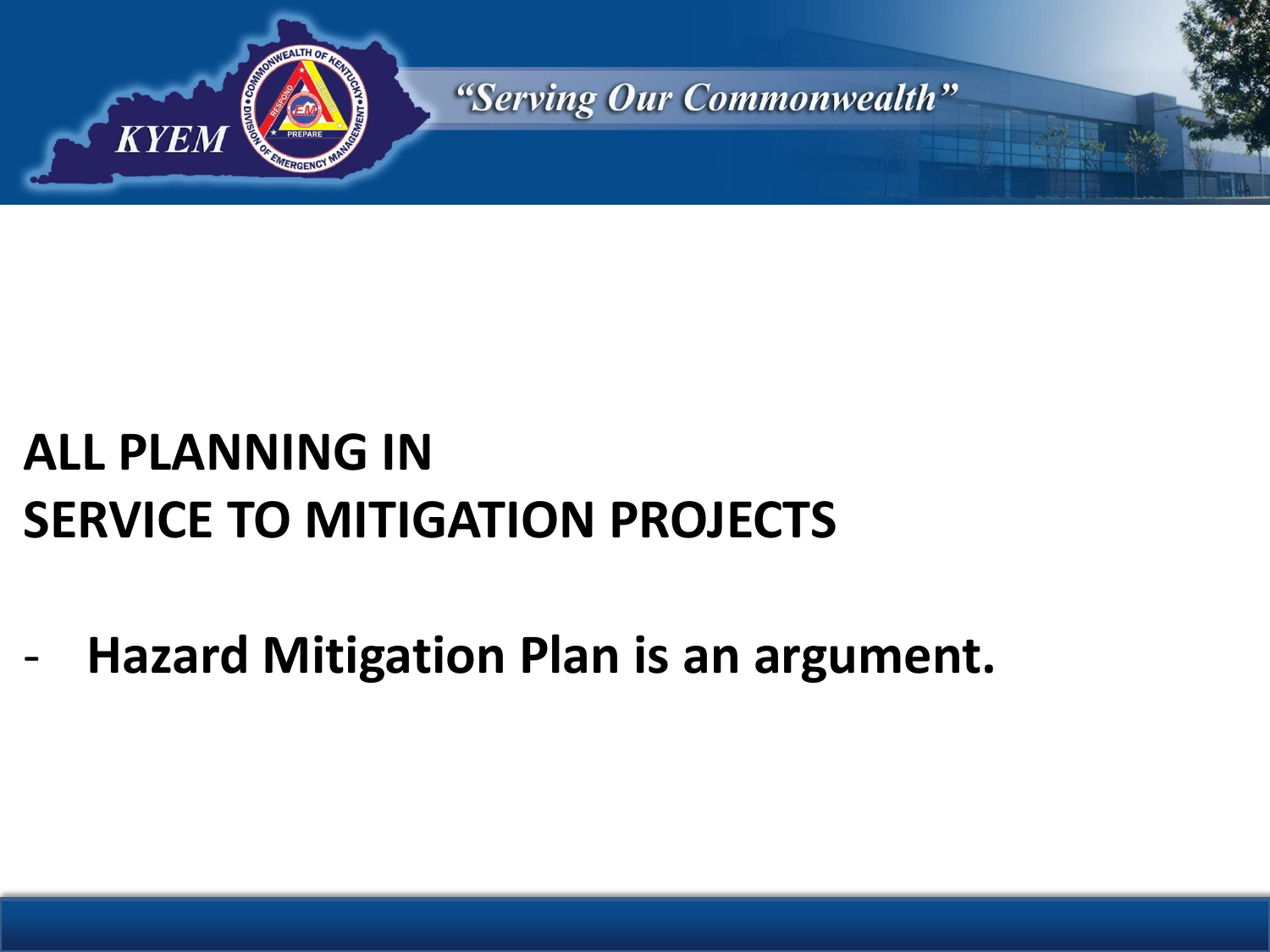# ALL PLANNING IN SERVICE TO MITIGATION PROJECTS

- **Hazard Mitigation Plan is an argument.**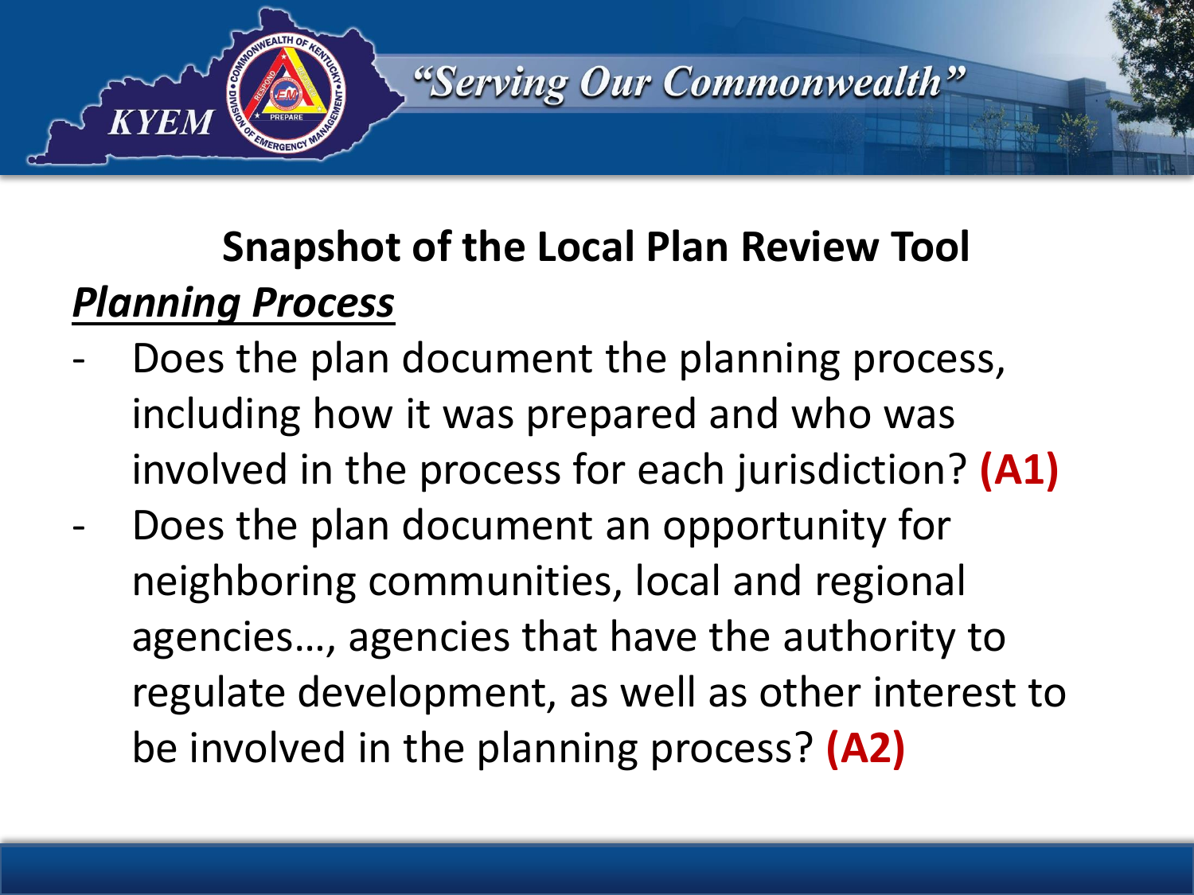## Snapshot of the Local Plan Review Tool

***Planning Process***

- Does the plan document the planning process, including how it was prepared and who was involved in the process for each jurisdiction? **(A1)**
- Does the plan document an opportunity for neighboring communities, local and regional agencies…, agencies that have the authority to regulate development, as well as other interest to be involved in the planning process? **(A2)**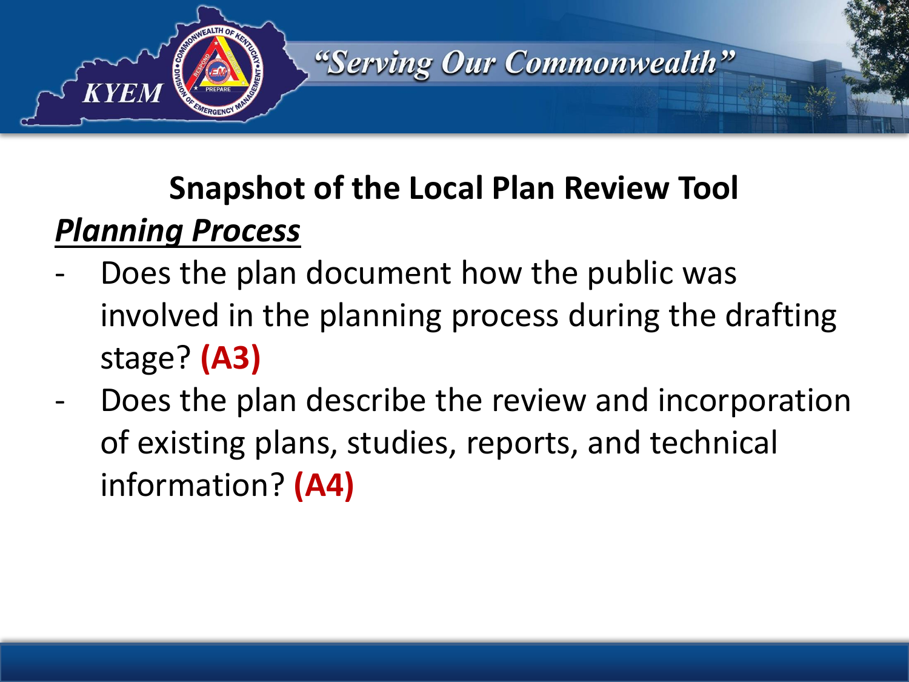## Snapshot of the Local Plan Review Tool

***Planning Process***

- Does the plan document how the public was involved in the planning process during the drafting stage? **(A3)**
- Does the plan describe the review and incorporation of existing plans, studies, reports, and technical information? **(A4)**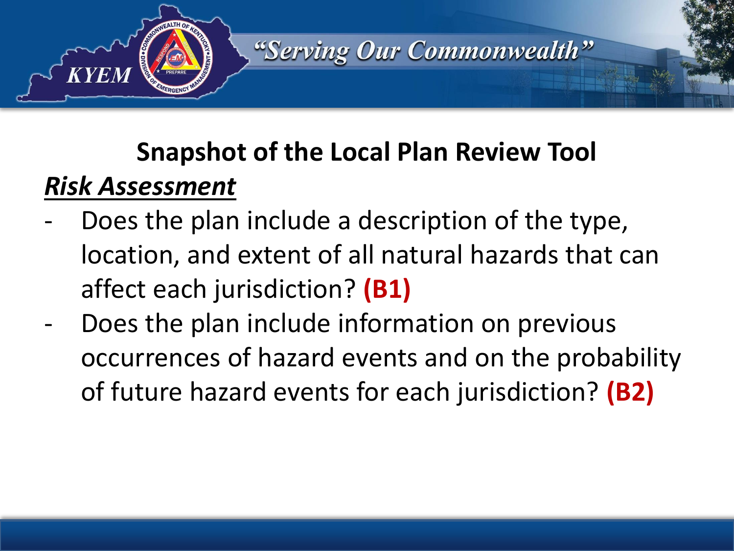## Snapshot of the Local Plan Review Tool

***Risk Assessment***

- Does the plan include a description of the type, location, and extent of all natural hazards that can affect each jurisdiction? **(B1)**
- Does the plan include information on previous occurrences of hazard events and on the probability of future hazard events for each jurisdiction? **(B2)**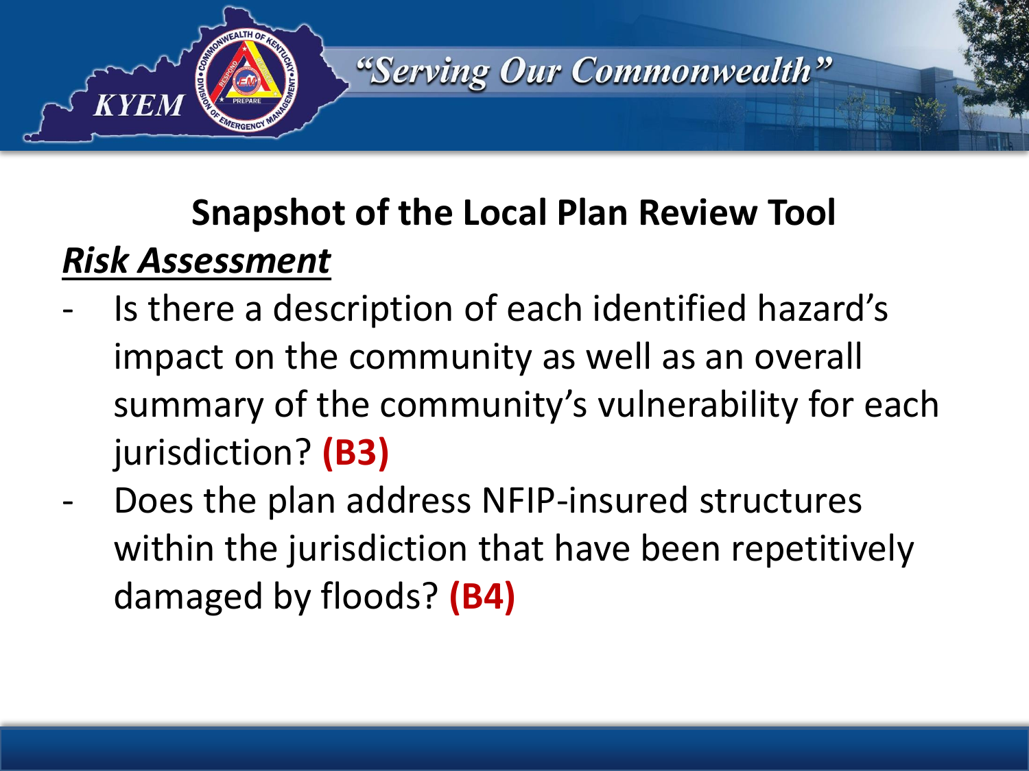# Snapshot of the Local Plan Review Tool

***Risk Assessment***

- Is there a description of each identified hazard's impact on the community as well as an overall summary of the community's vulnerability for each jurisdiction? **(B3)**
- Does the plan address NFIP-insured structures within the jurisdiction that have been repetitively damaged by floods? **(B4)**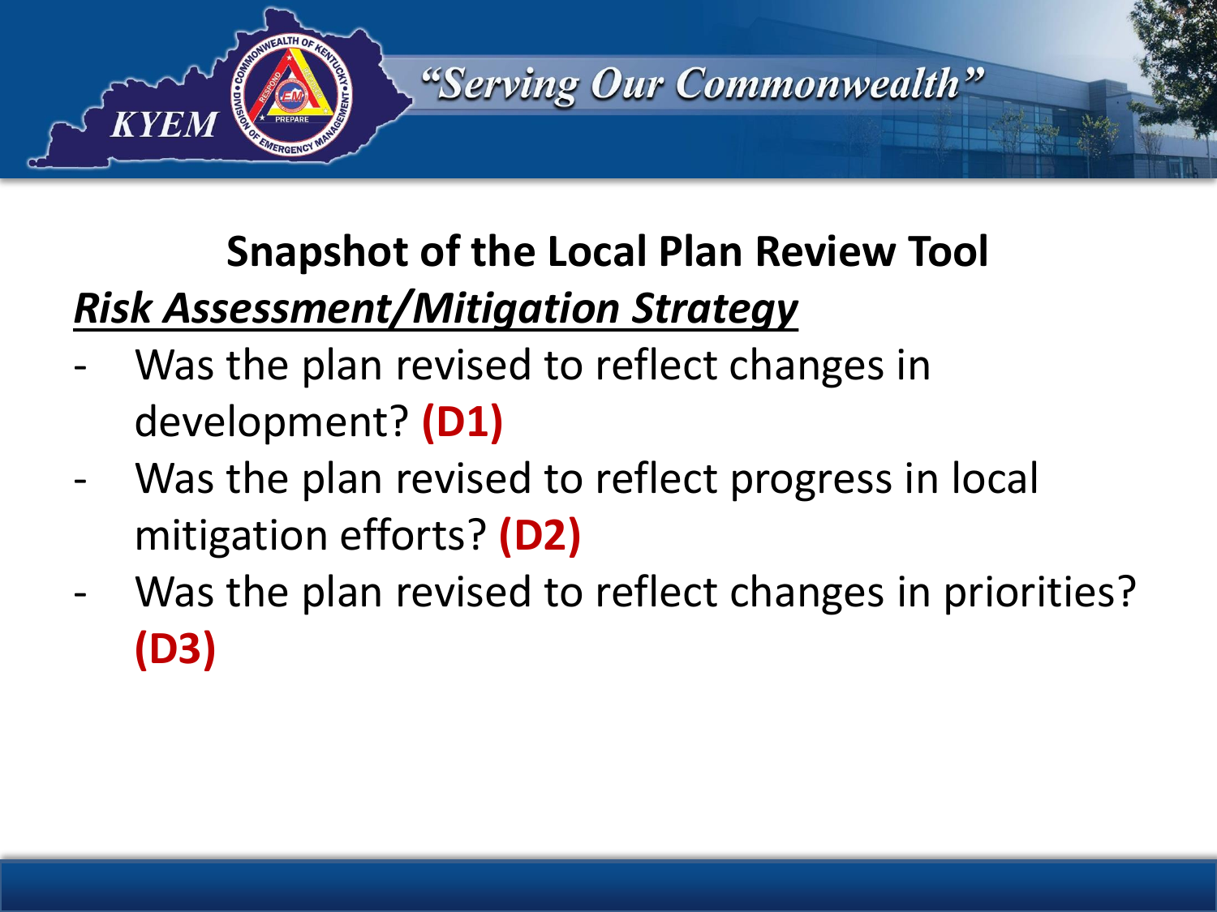## Snapshot of the Local Plan Review Tool

***Risk Assessment/Mitigation Strategy***

- Was the plan revised to reflect changes in development? **(D1)**
- Was the plan revised to reflect progress in local mitigation efforts? **(D2)**
- Was the plan revised to reflect changes in priorities? **(D3)**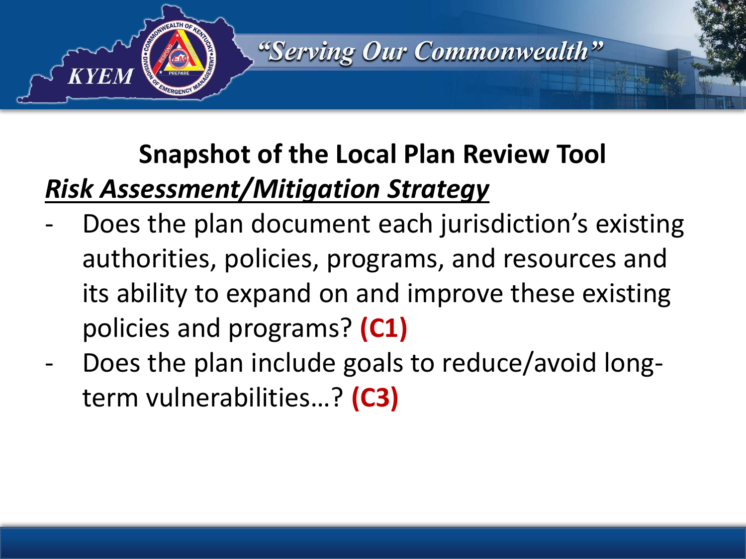## Snapshot of the Local Plan Review Tool

***Risk Assessment/Mitigation Strategy***

- Does the plan document each jurisdiction's existing authorities, policies, programs, and resources and its ability to expand on and improve these existing policies and programs? **(C1)**
- Does the plan include goals to reduce/avoid long-term vulnerabilities…? **(C3)**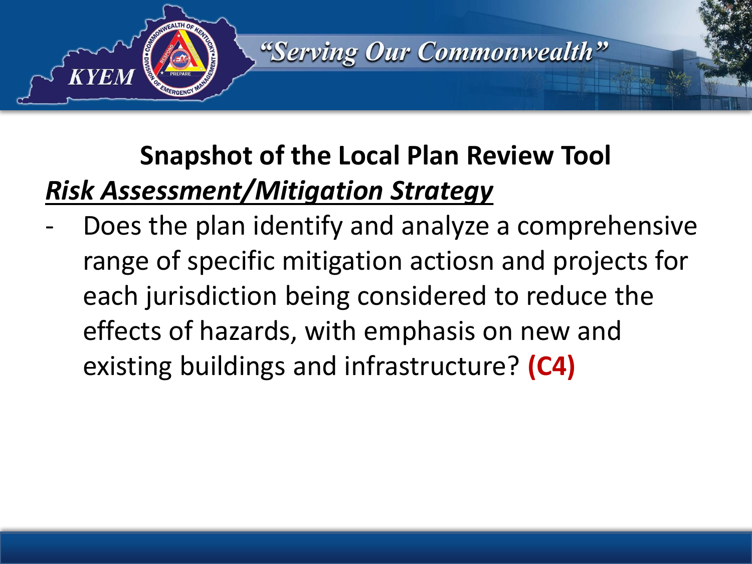## Snapshot of the Local Plan Review Tool

***Risk Assessment/Mitigation Strategy***

- Does the plan identify and analyze a comprehensive range of specific mitigation actiosn and projects for each jurisdiction being considered to reduce the effects of hazards, with emphasis on new and existing buildings and infrastructure? **(C4)**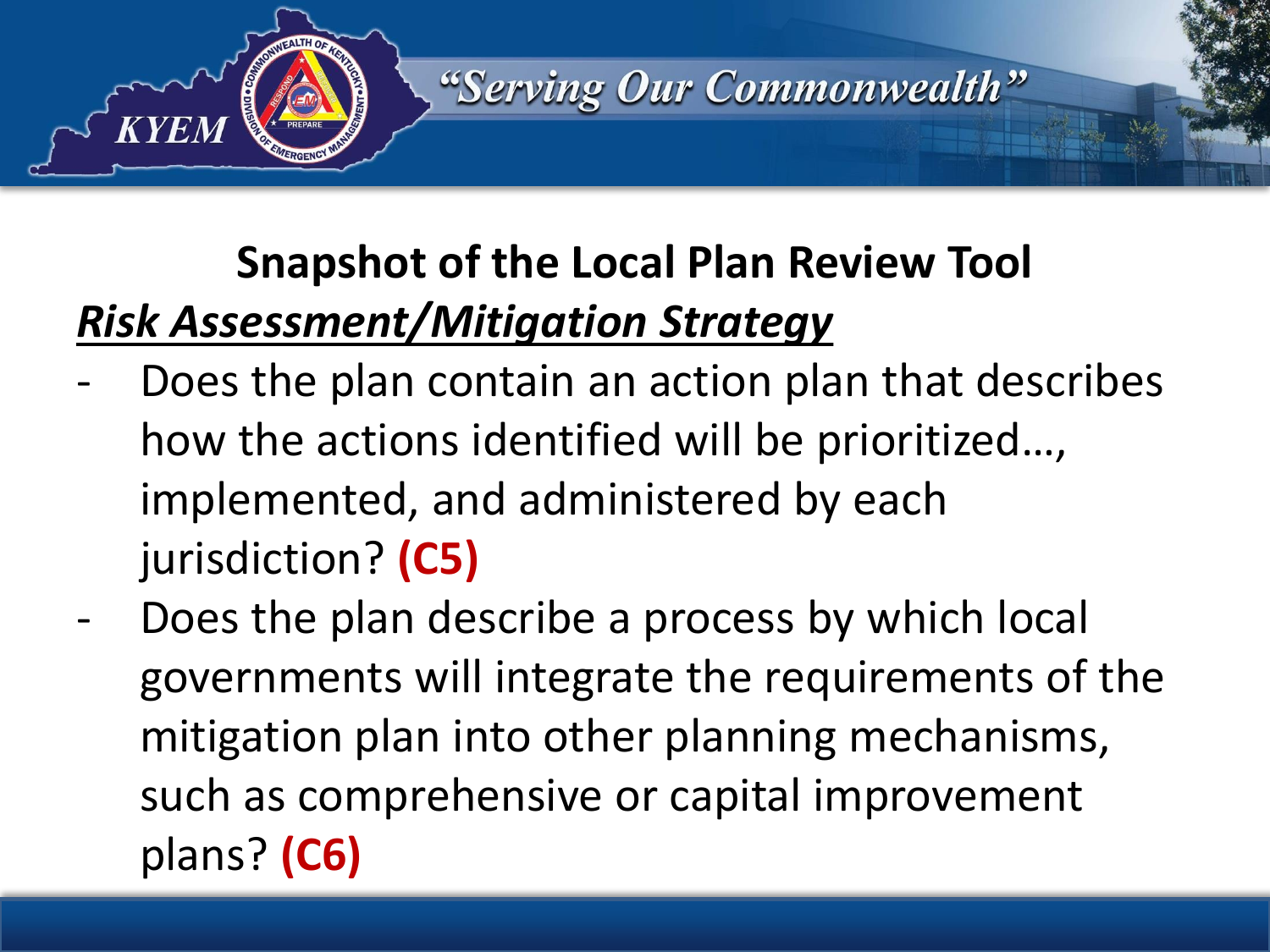## Snapshot of the Local Plan Review Tool

***Risk Assessment/Mitigation Strategy***

- Does the plan contain an action plan that describes how the actions identified will be prioritized…, implemented, and administered by each jurisdiction? **(C5)**
- Does the plan describe a process by which local governments will integrate the requirements of the mitigation plan into other planning mechanisms, such as comprehensive or capital improvement plans? **(C6)**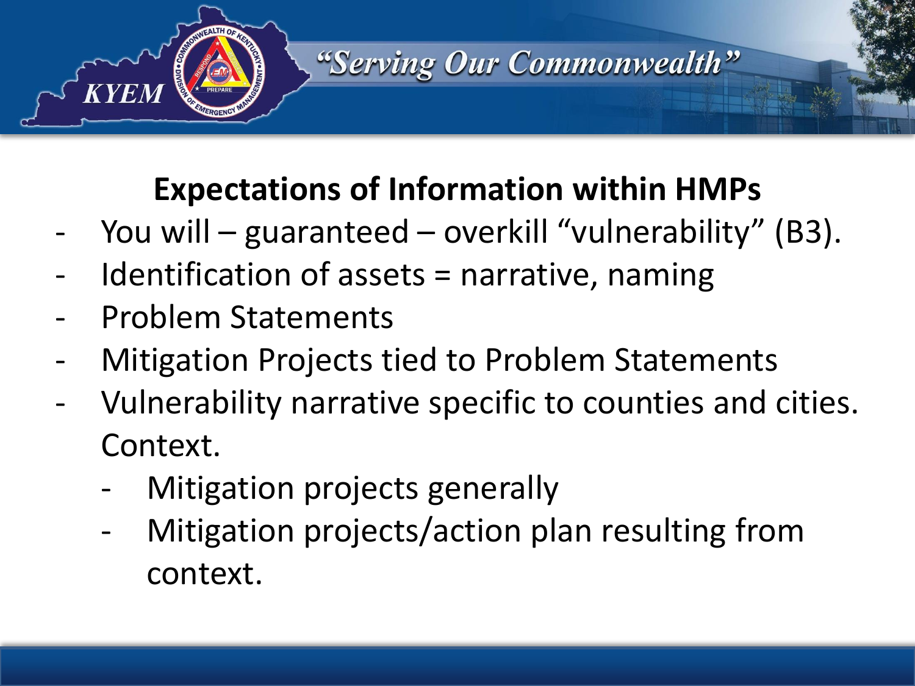## Expectations of Information within HMPs

- You will – guaranteed – overkill “vulnerability” (B3).
- Identification of assets = narrative, naming
- Problem Statements
- Mitigation Projects tied to Problem Statements
- Vulnerability narrative specific to counties and cities. Context.
    - Mitigation projects generally
    - Mitigation projects/action plan resulting from context.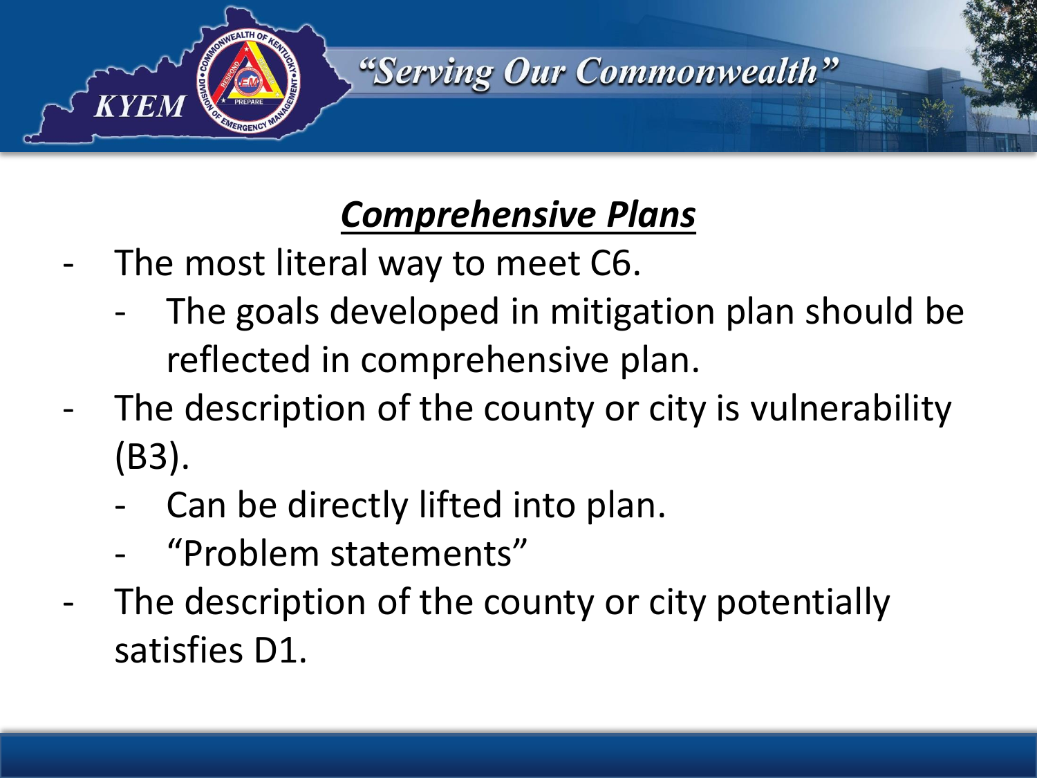## Comprehensive Plans

- The most literal way to meet C6.
  - The goals developed in mitigation plan should be reflected in comprehensive plan.
- The description of the county or city is vulnerability (B3).
  - Can be directly lifted into plan.
  - "Problem statements"
- The description of the county or city potentially satisfies D1.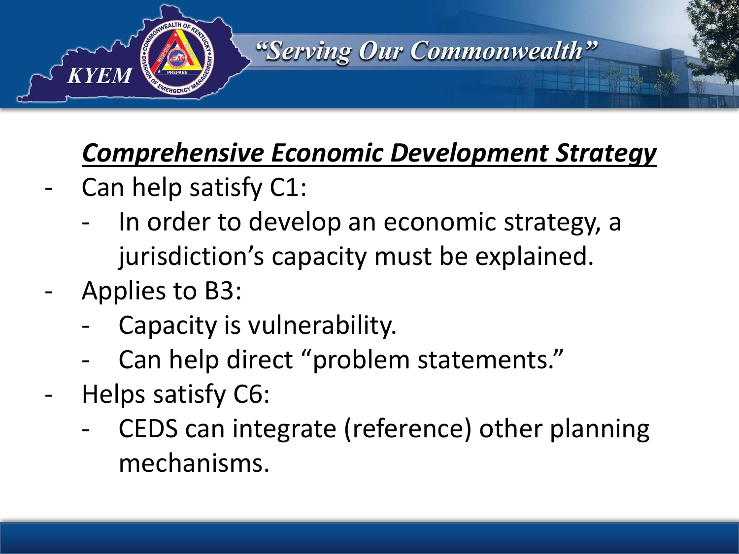## ***Comprehensive Economic Development Strategy***

- Can help satisfy C1:
  - In order to develop an economic strategy, a jurisdiction's capacity must be explained.
- Applies to B3:
  - Capacity is vulnerability.
  - Can help direct "problem statements."
- Helps satisfy C6:
  - CEDS can integrate (reference) other planning mechanisms.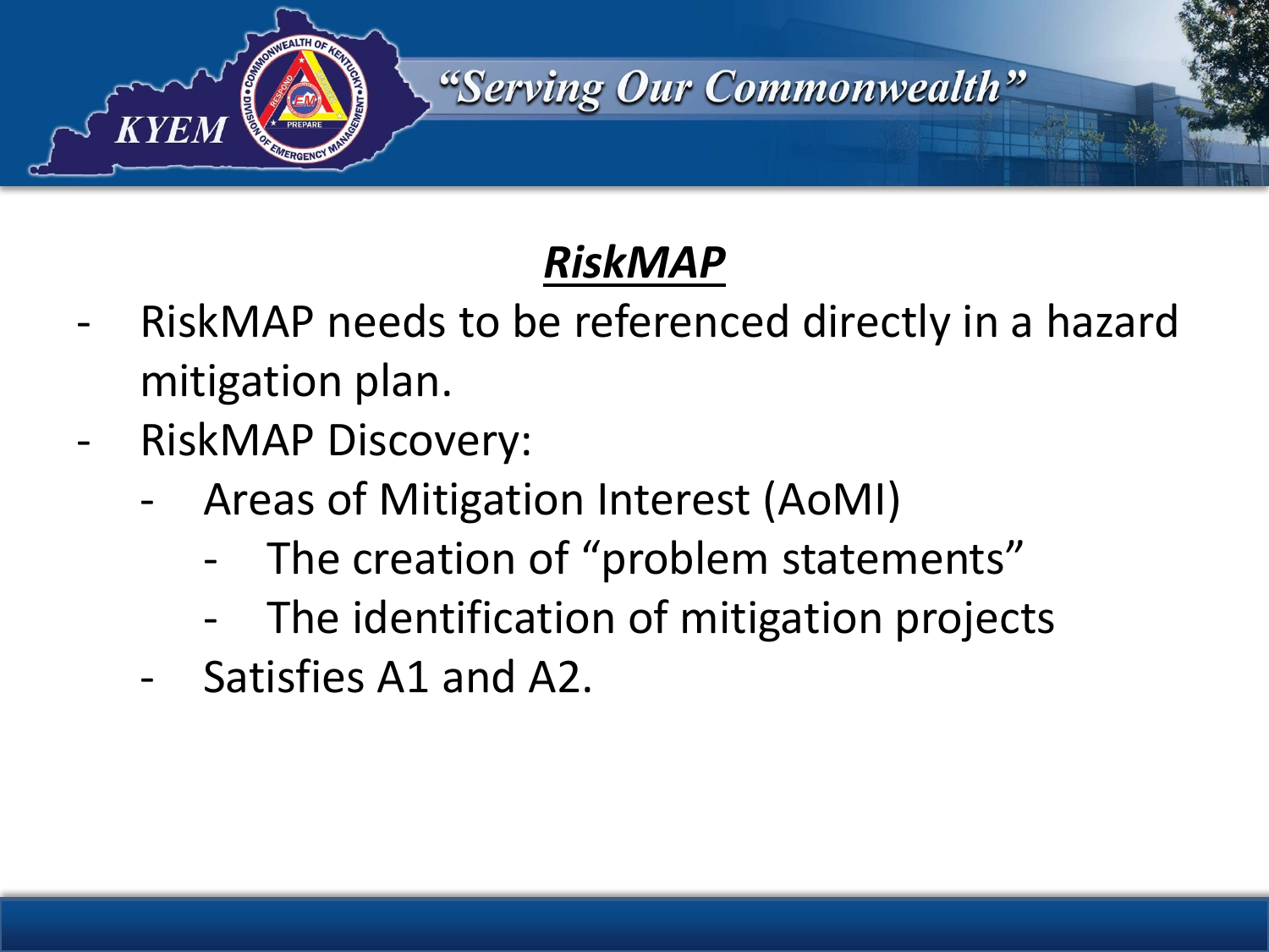# ***RiskMAP***

- RiskMAP needs to be referenced directly in a hazard mitigation plan.
- RiskMAP Discovery:
  - Areas of Mitigation Interest (AoMI)
    - The creation of "problem statements"
    - The identification of mitigation projects
  - Satisfies A1 and A2.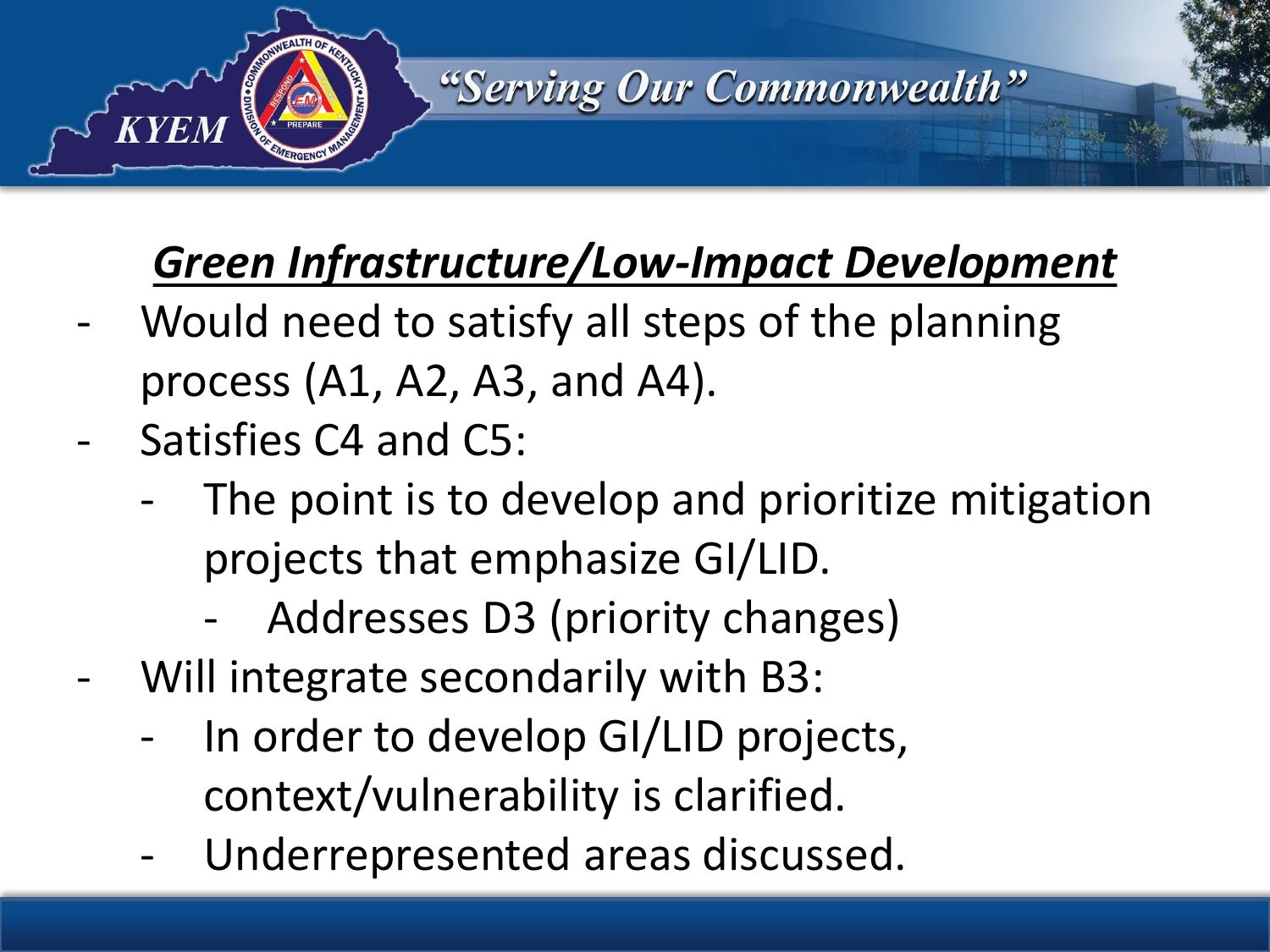## ***Green Infrastructure/Low-Impact Development***

- Would need to satisfy all steps of the planning process (A1, A2, A3, and A4).
- Satisfies C4 and C5:
  - The point is to develop and prioritize mitigation projects that emphasize GI/LID.
    - Addresses D3 (priority changes)
- Will integrate secondarily with B3:
  - In order to develop GI/LID projects, context/vulnerability is clarified.
  - Underrepresented areas discussed.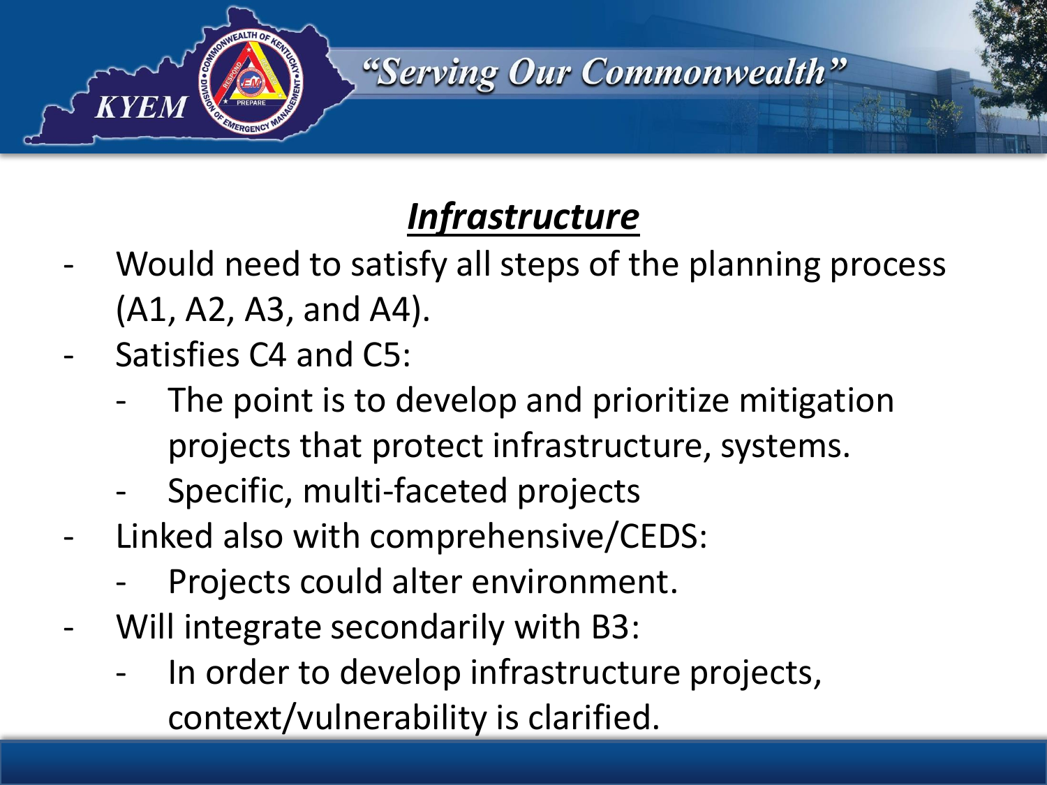# ***Infrastructure***

- Would need to satisfy all steps of the planning process (A1, A2, A3, and A4).
- Satisfies C4 and C5:
  - The point is to develop and prioritize mitigation projects that protect infrastructure, systems.
  - Specific, multi-faceted projects
- Linked also with comprehensive/CEDS:
  - Projects could alter environment.
- Will integrate secondarily with B3:
  - In order to develop infrastructure projects, context/vulnerability is clarified.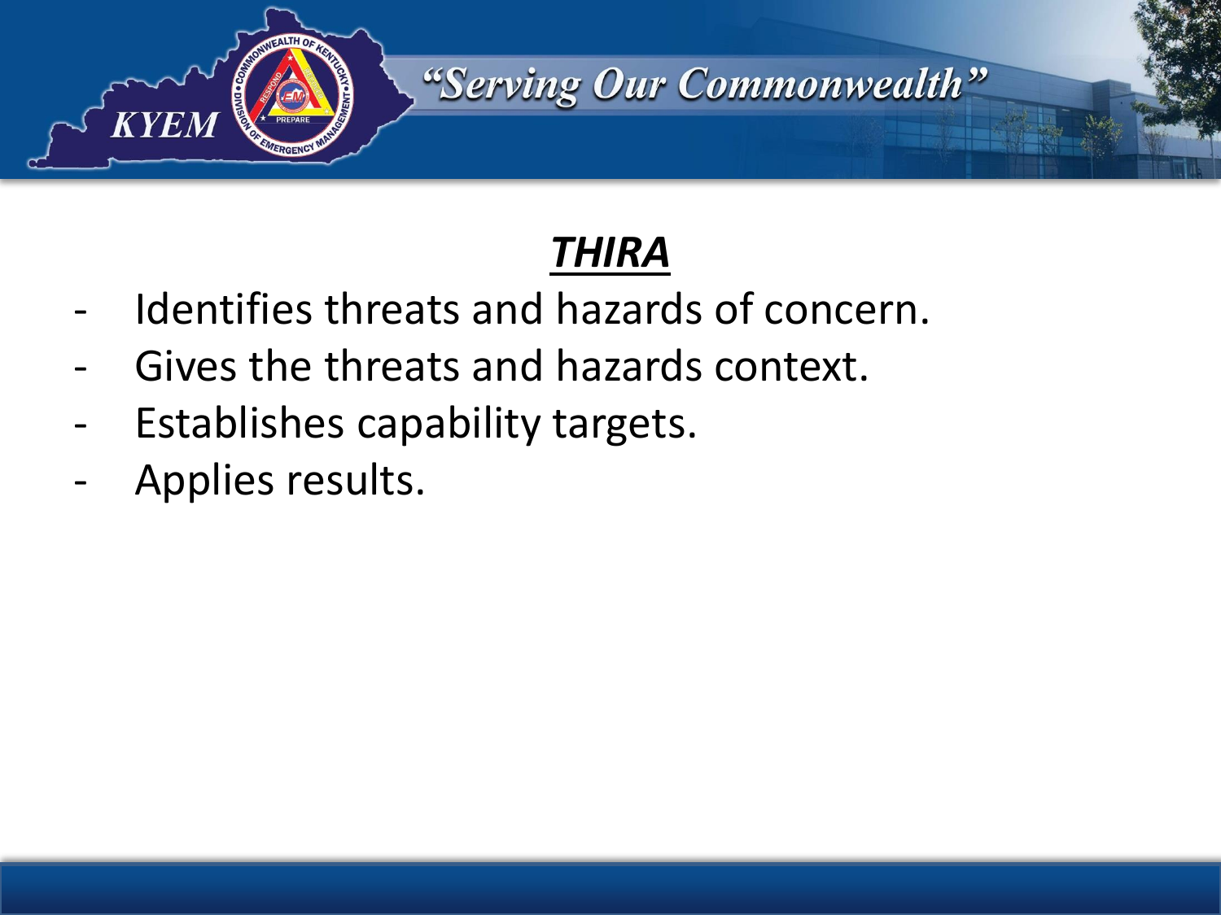## ***THIRA***

- Identifies threats and hazards of concern.
- Gives the threats and hazards context.
- Establishes capability targets.
- Applies results.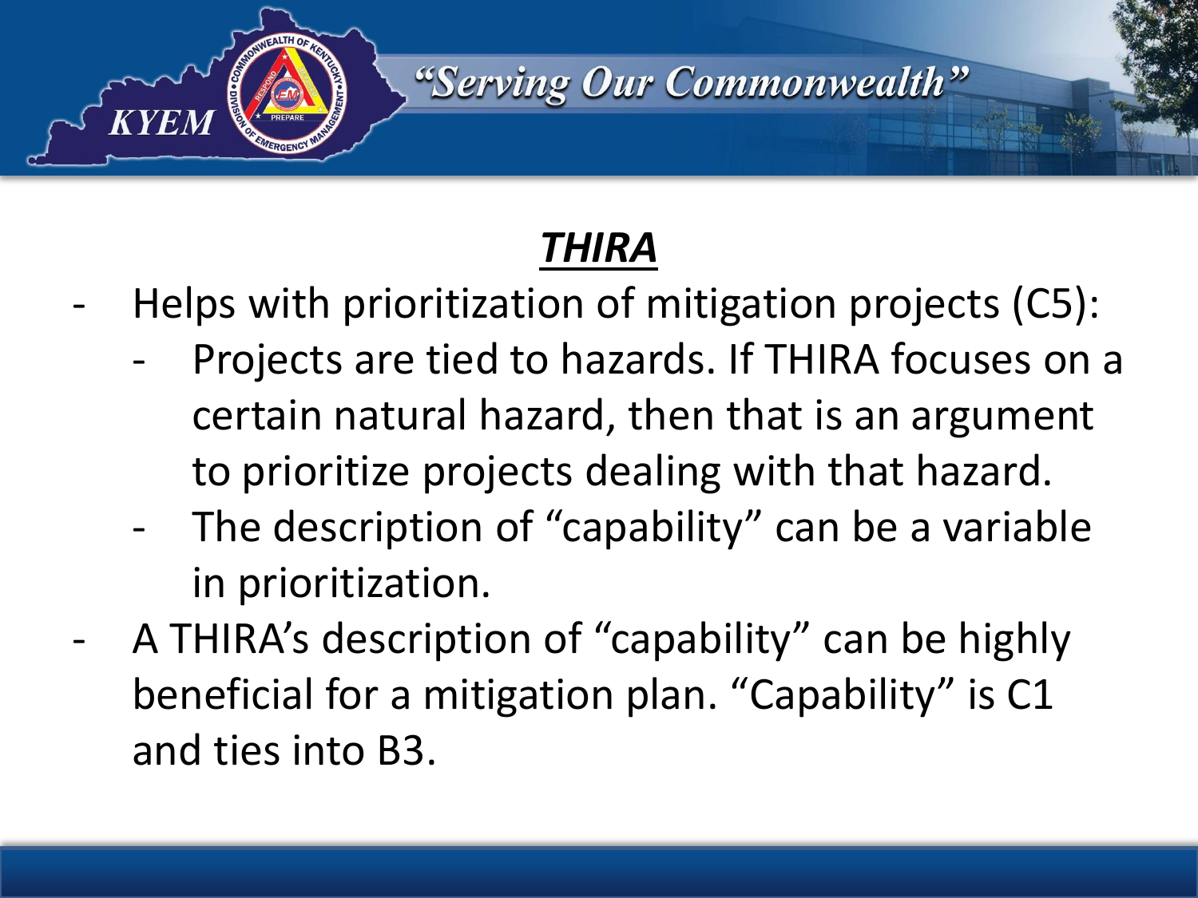# THIRA

- Helps with prioritization of mitigation projects (C5):
  - Projects are tied to hazards. If THIRA focuses on a certain natural hazard, then that is an argument to prioritize projects dealing with that hazard.
  - The description of "capability" can be a variable in prioritization.
- A THIRA's description of "capability" can be highly beneficial for a mitigation plan. "Capability" is C1 and ties into B3.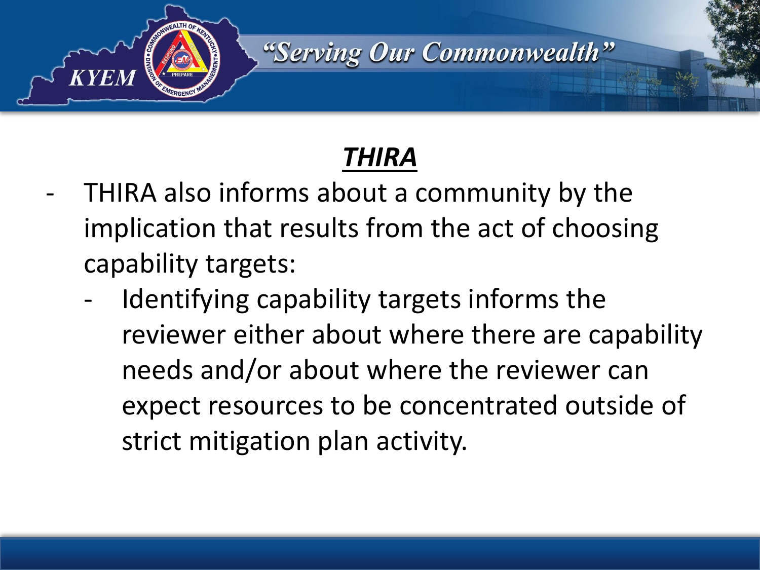## ***THIRA***

- THIRA also informs about a community by the implication that results from the act of choosing capability targets:
  - Identifying capability targets informs the reviewer either about where there are capability needs and/or about where the reviewer can expect resources to be concentrated outside of strict mitigation plan activity.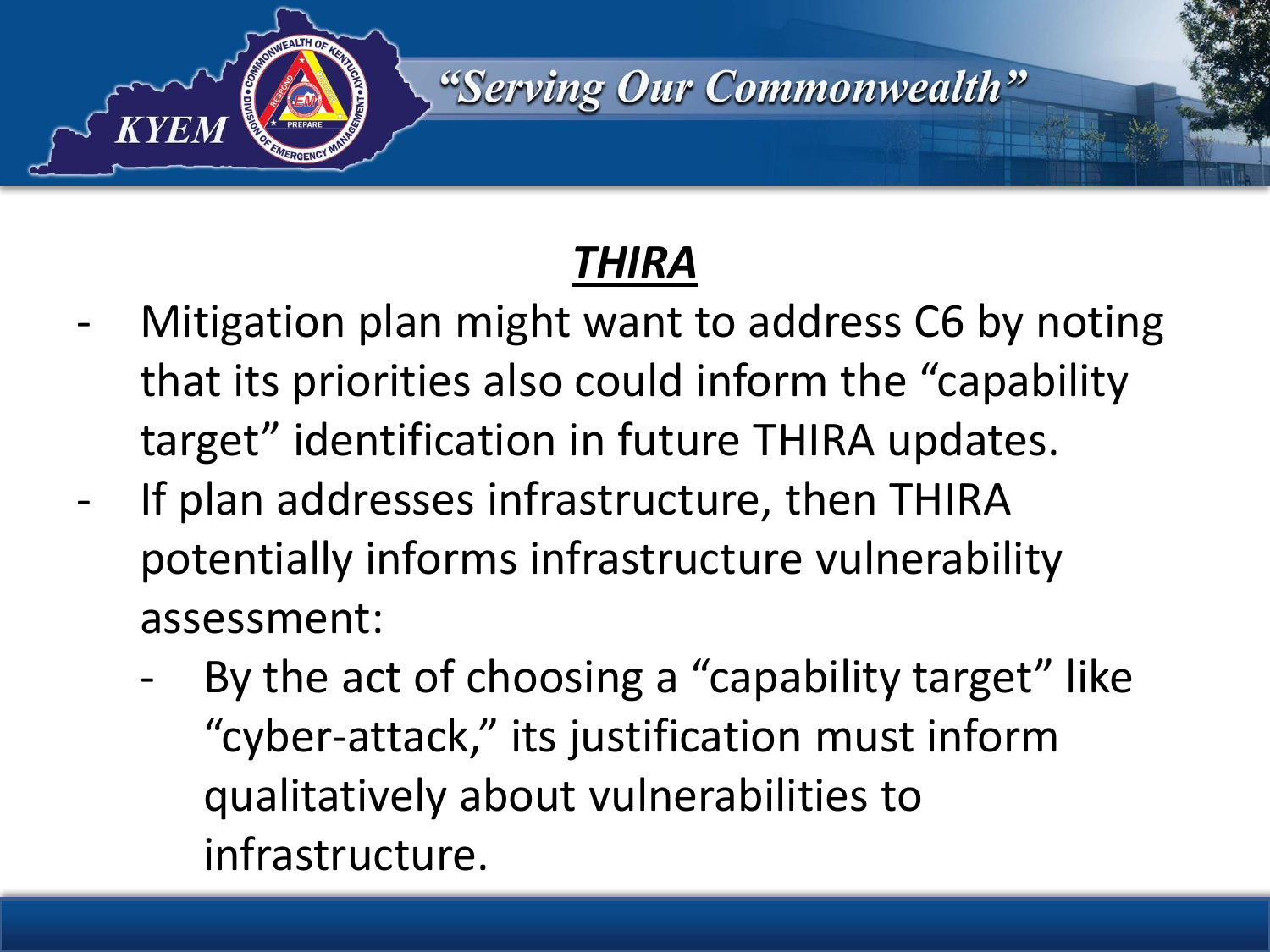# *THIRA*

- Mitigation plan might want to address C6 by noting that its priorities also could inform the "capability target" identification in future THIRA updates.
- If plan addresses infrastructure, then THIRA potentially informs infrastructure vulnerability assessment:
  - By the act of choosing a "capability target" like "cyber-attack," its justification must inform qualitatively about vulnerabilities to infrastructure.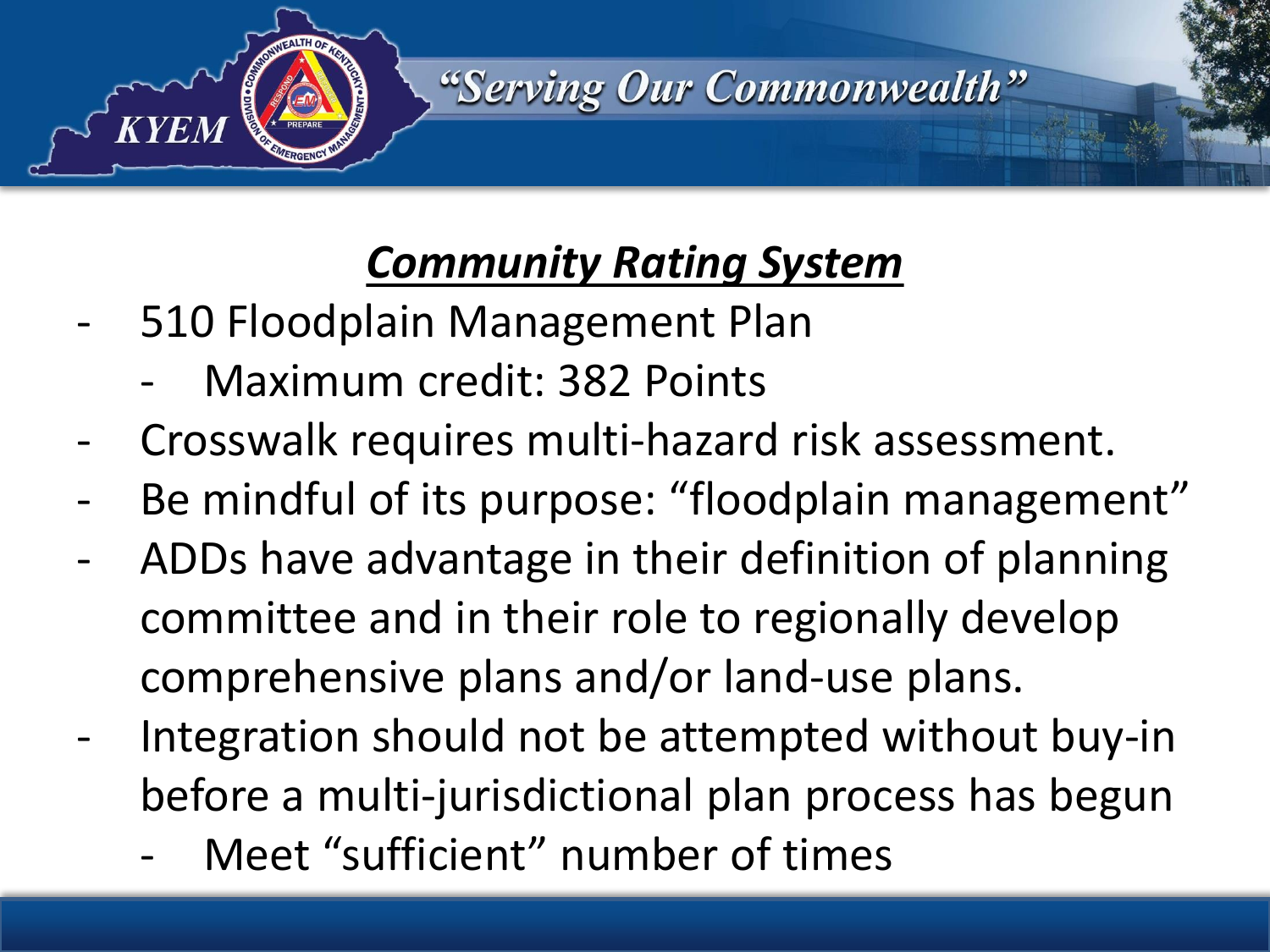## *Community Rating System*

- 510 Floodplain Management Plan
  - Maximum credit: 382 Points
- Crosswalk requires multi-hazard risk assessment.
- Be mindful of its purpose: "floodplain management"
- ADDs have advantage in their definition of planning committee and in their role to regionally develop comprehensive plans and/or land-use plans.
- Integration should not be attempted without buy-in before a multi-jurisdictional plan process has begun
  - Meet "sufficient" number of times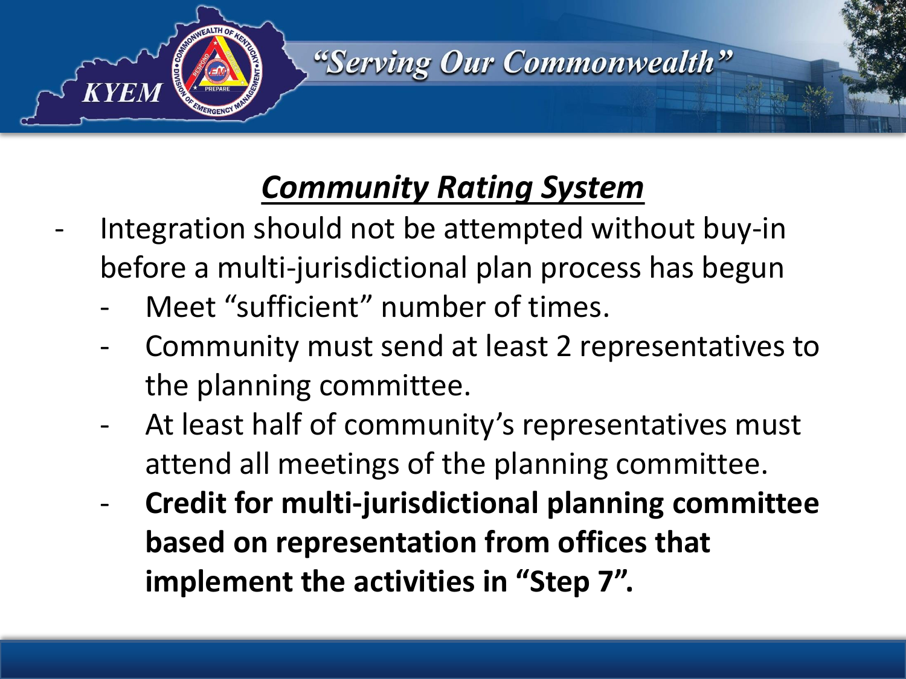## ***Community Rating System***

- Integration should not be attempted without buy-in before a multi-jurisdictional plan process has begun
  - Meet "sufficient" number of times.
  - Community must send at least 2 representatives to the planning committee.
  - At least half of community's representatives must attend all meetings of the planning committee.
  - **Credit for multi-jurisdictional planning committee based on representation from offices that implement the activities in "Step 7".**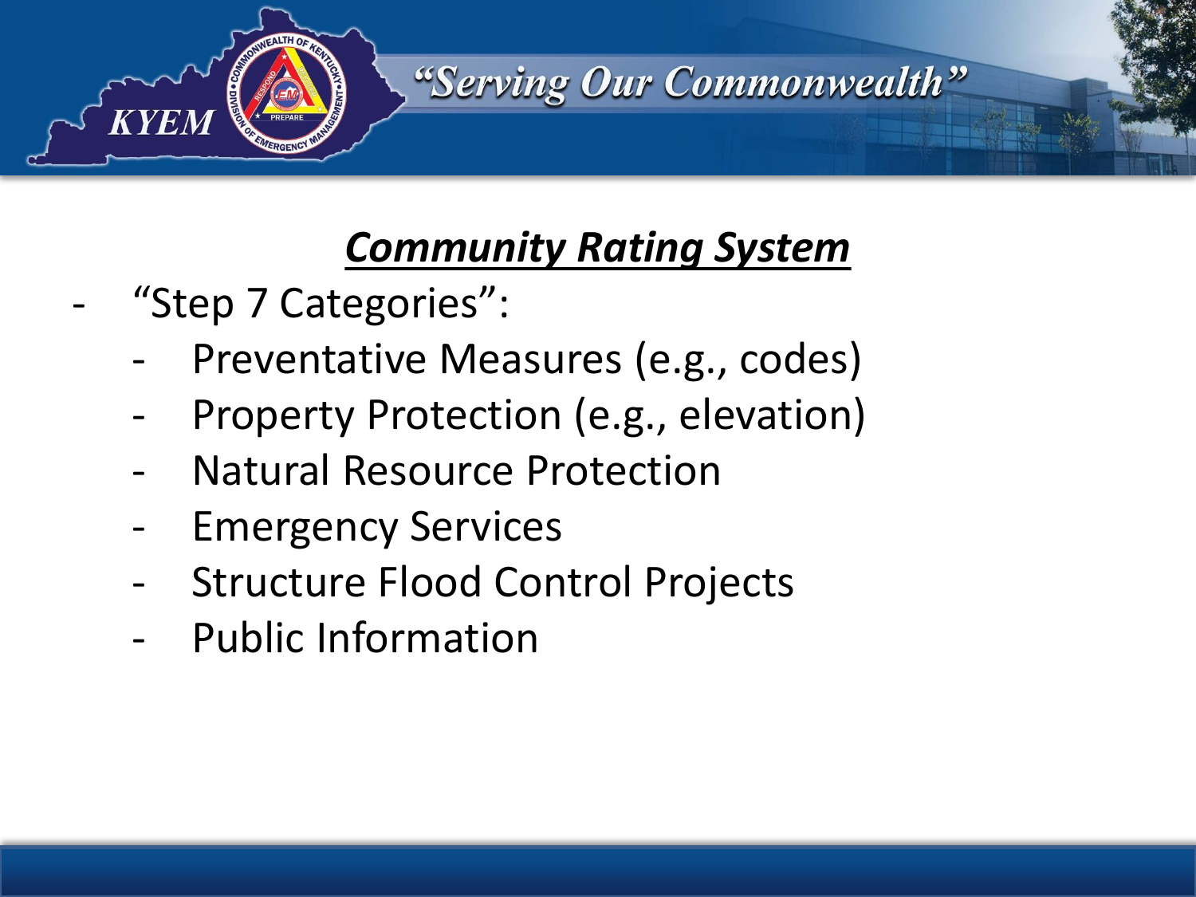## ***Community Rating System***

- "Step 7 Categories":
  - Preventative Measures (e.g., codes)
  - Property Protection (e.g., elevation)
  - Natural Resource Protection
  - Emergency Services
  - Structure Flood Control Projects
  - Public Information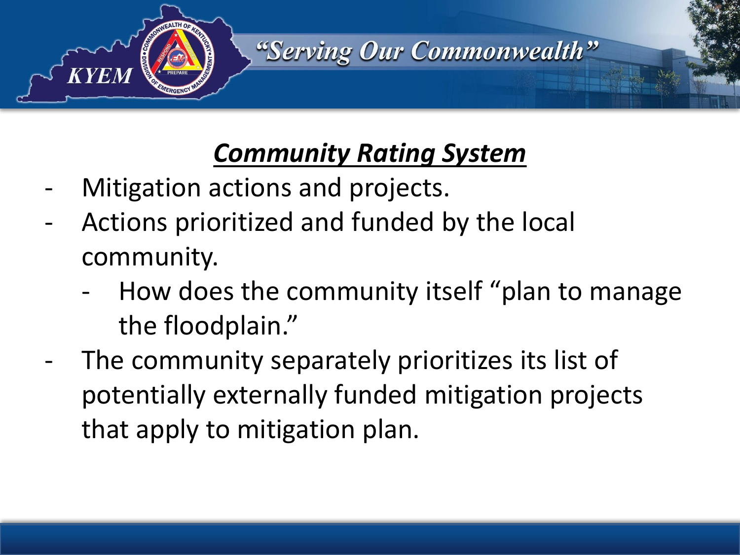## ***Community Rating System***

- Mitigation actions and projects.
- Actions prioritized and funded by the local community.
  - How does the community itself "plan to manage the floodplain."
- The community separately prioritizes its list of potentially externally funded mitigation projects that apply to mitigation plan.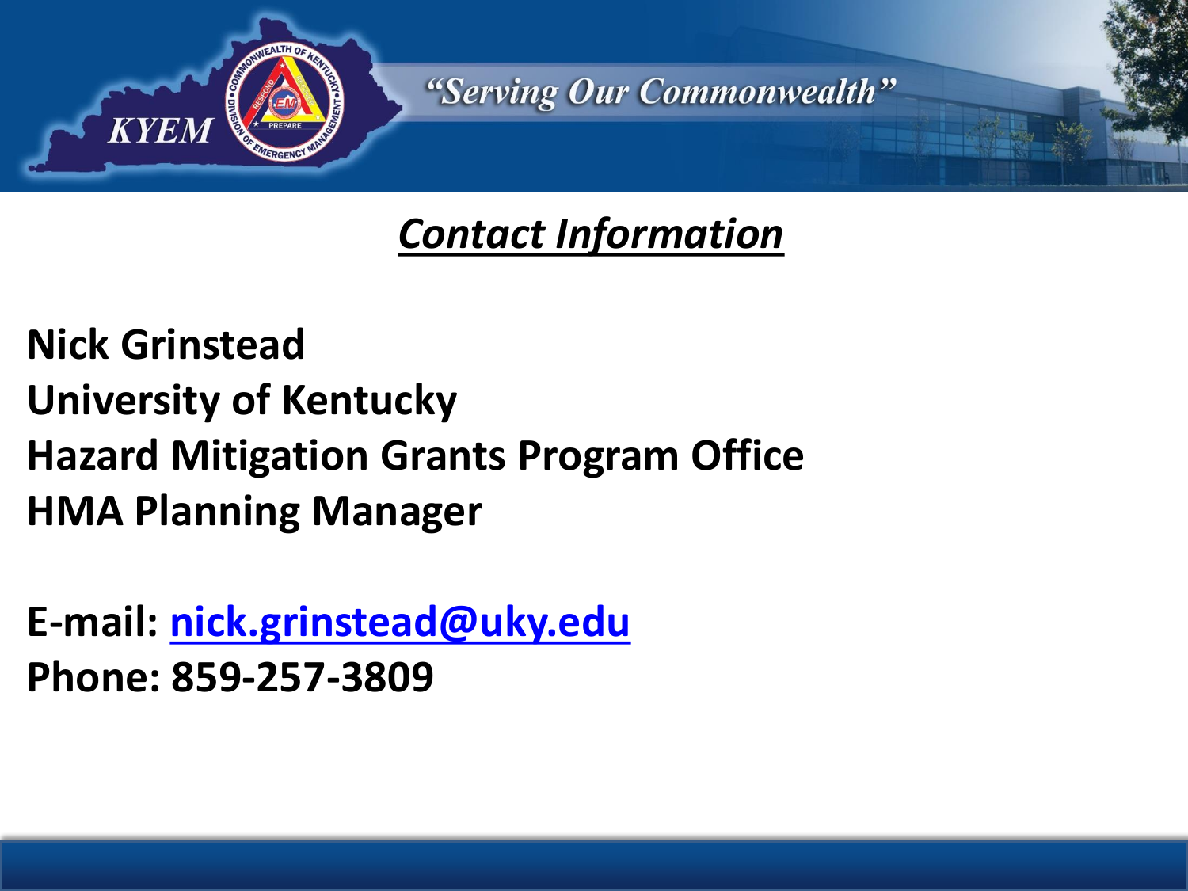KYEM

*"Serving Our Commonwealth"*

## ***Contact Information***

**Nick Grinstead**
**University of Kentucky**
**Hazard Mitigation Grants Program Office**
**HMA Planning Manager**

**E-mail: nick.grinstead@uky.edu**
**Phone: 859-257-3809**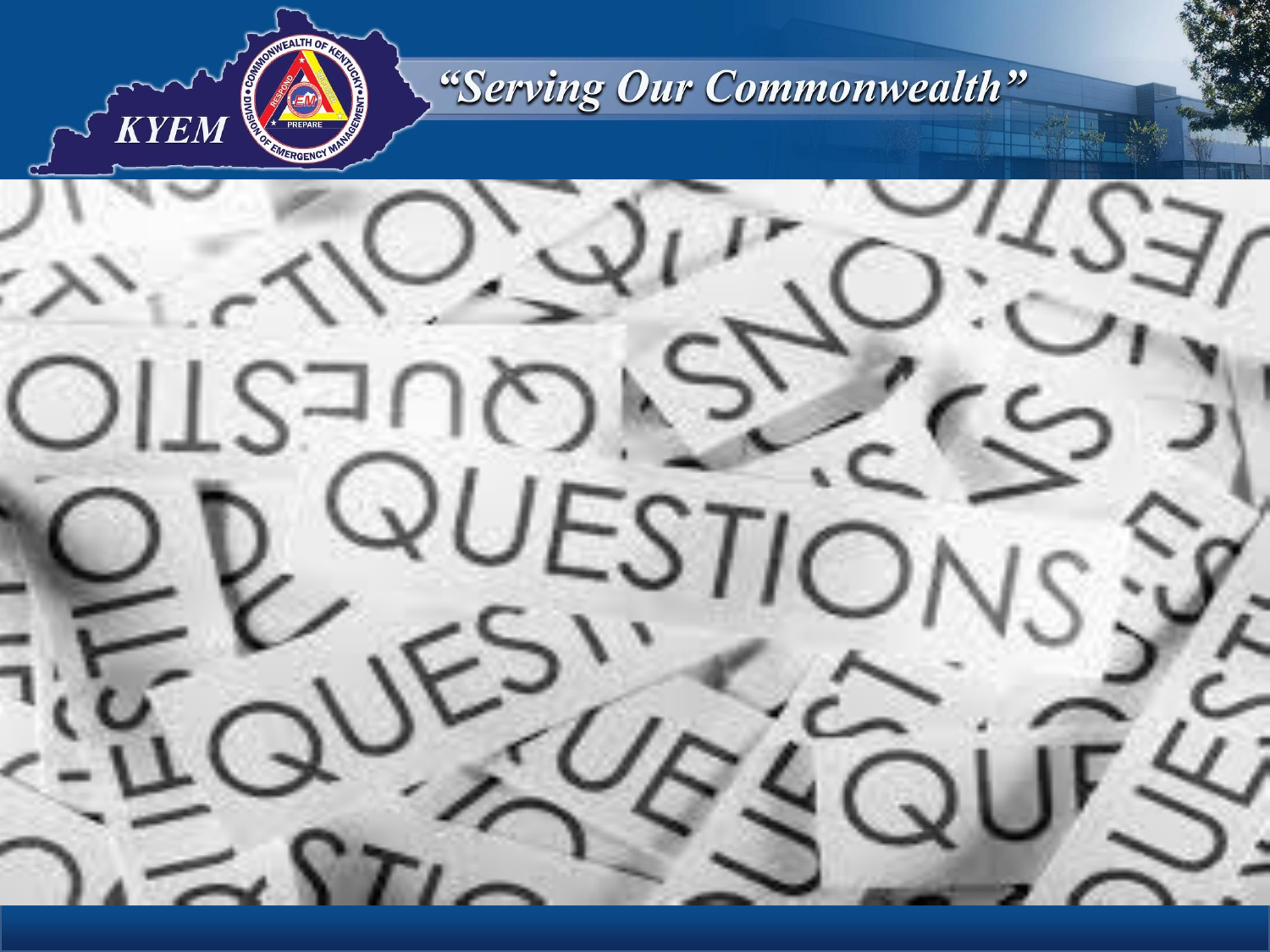# QUESTIONS